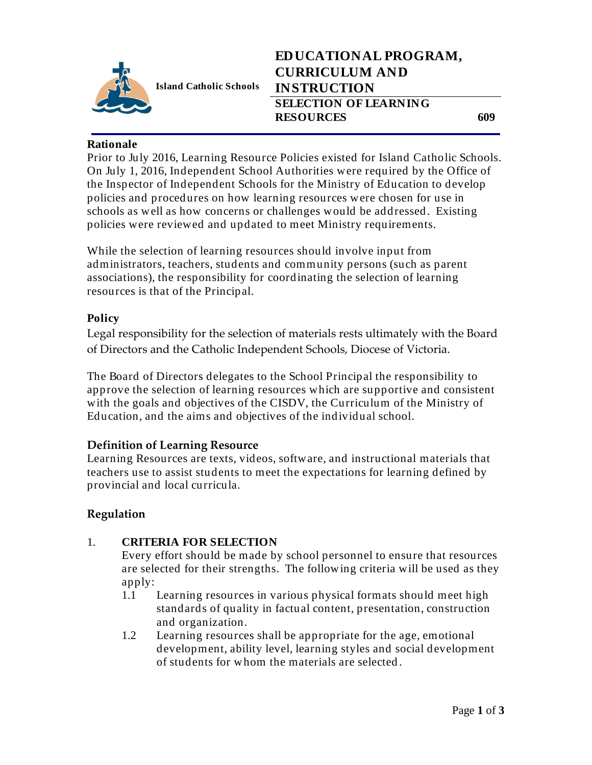Island Catholic Schools

# EDUCATIONAL PROGRAM, CURRICULUM AND INSTRUCTION

## SELECTION OF LEARNING RESOURCES 609

### Rationale

Prior to July 2016, Learning Resource Policies existed for Island Catholic Schools. On July 1, 2016, Independent School Authorities were required by the Office of the Inspector of Independent Schools for the Ministry of Education to develop policies and procedures on how learning resources were chosen for use in schools as well as how concerns or challenges would be addressed. Existing policies were reviewed and updated to meet Ministry requirements.

While the selection of learning resources should involve input from administrators, teachers, students and community persons (such as parent associations), the responsibility for coordinating the selection of learning resources is that of the Principal.

### Policy

Legal responsibility for the selection of materials rests ultimately with the Board of Directors and the Catholic Independent Schools, Diocese of Victoria.

The Board of Directors delegates to the School Principal the responsibility to approve the selection of learning resources which are supportive and consistent with the goals and objectives of the CISDV, the Curriculum of the Ministry of Education, and the aims and objectives of the individual school.

### Definition of Learning Resource

Learning Resources are texts, videos, software, and instructional materials that teachers use to assist students to meet the expectations for learning defined by provincial and local curricula.

### Regulation

1. **CRITERIA FOR SELECTION**

   Every effort should be made by school personnel to ensure that resources are selected for their strengths. The following criteria will be used as they apply:

   1.1 Learning resources in various physical formats should meet high standards of quality in factual content, presentation, construction and organization.

   1.2 Learning resources shall be appropriate for the age, emotional development, ability level, learning styles and social development of students for whom the materials are selected.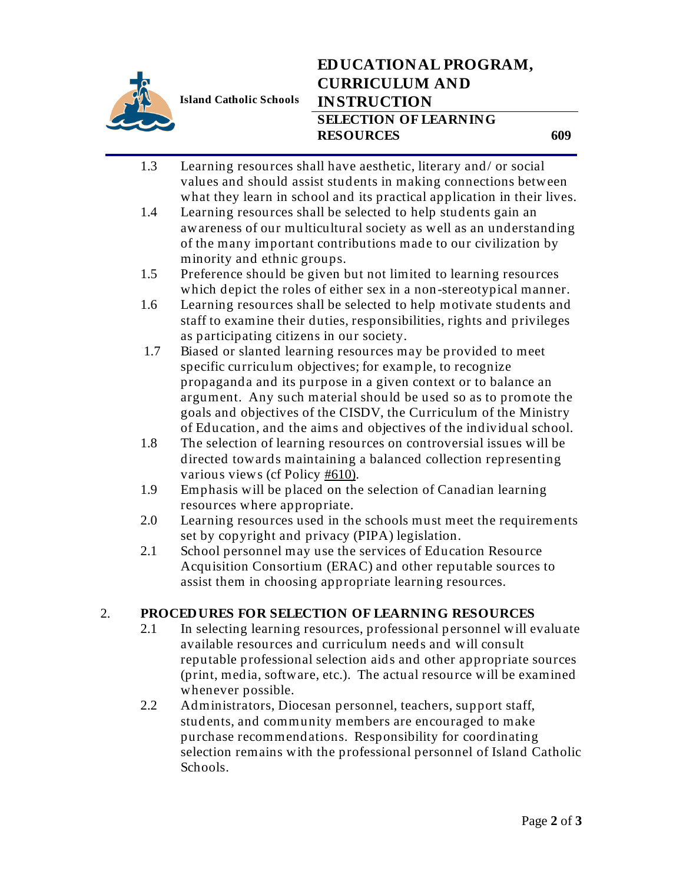1.3 Learning resources shall have aesthetic, literary and/ or social values and should assist students in making connections between what they learn in school and its practical application in their lives.

1.4 Learning resources shall be selected to help students gain an awareness of our multicultural society as well as an understanding of the many important contributions made to our civilization by minority and ethnic groups.

1.5 Preference should be given but not limited to learning resources which depict the roles of either sex in a non-stereotypical manner.

1.6 Learning resources shall be selected to help motivate students and staff to examine their duties, responsibilities, rights and privileges as participating citizens in our society.

1.7 Biased or slanted learning resources may be provided to meet specific curriculum objectives; for example, to recognize propaganda and its purpose in a given context or to balance an argument. Any such material should be used so as to promote the goals and objectives of the CISDV, the Curriculum of the Ministry of Education, and the aims and objectives of the individual school.

1.8 The selection of learning resources on controversial issues will be directed towards maintaining a balanced collection representing various views (cf Policy #610).

1.9 Emphasis will be placed on the selection of Canadian learning resources where appropriate.

2.0 Learning resources used in the schools must meet the requirements set by copyright and privacy (PIPA) legislation.

2.1 School personnel may use the services of Education Resource Acquisition Consortium (ERAC) and other reputable sources to assist them in choosing appropriate learning resources.

## 2. PROCEDURES FOR SELECTION OF LEARNING RESOURCES

2.1 In selecting learning resources, professional personnel will evaluate available resources and curriculum needs and will consult reputable professional selection aids and other appropriate sources (print, media, software, etc.). The actual resource will be examined whenever possible.

2.2 Administrators, Diocesan personnel, teachers, support staff, students, and community members are encouraged to make purchase recommendations. Responsibility for coordinating selection remains with the professional personnel of Island Catholic Schools.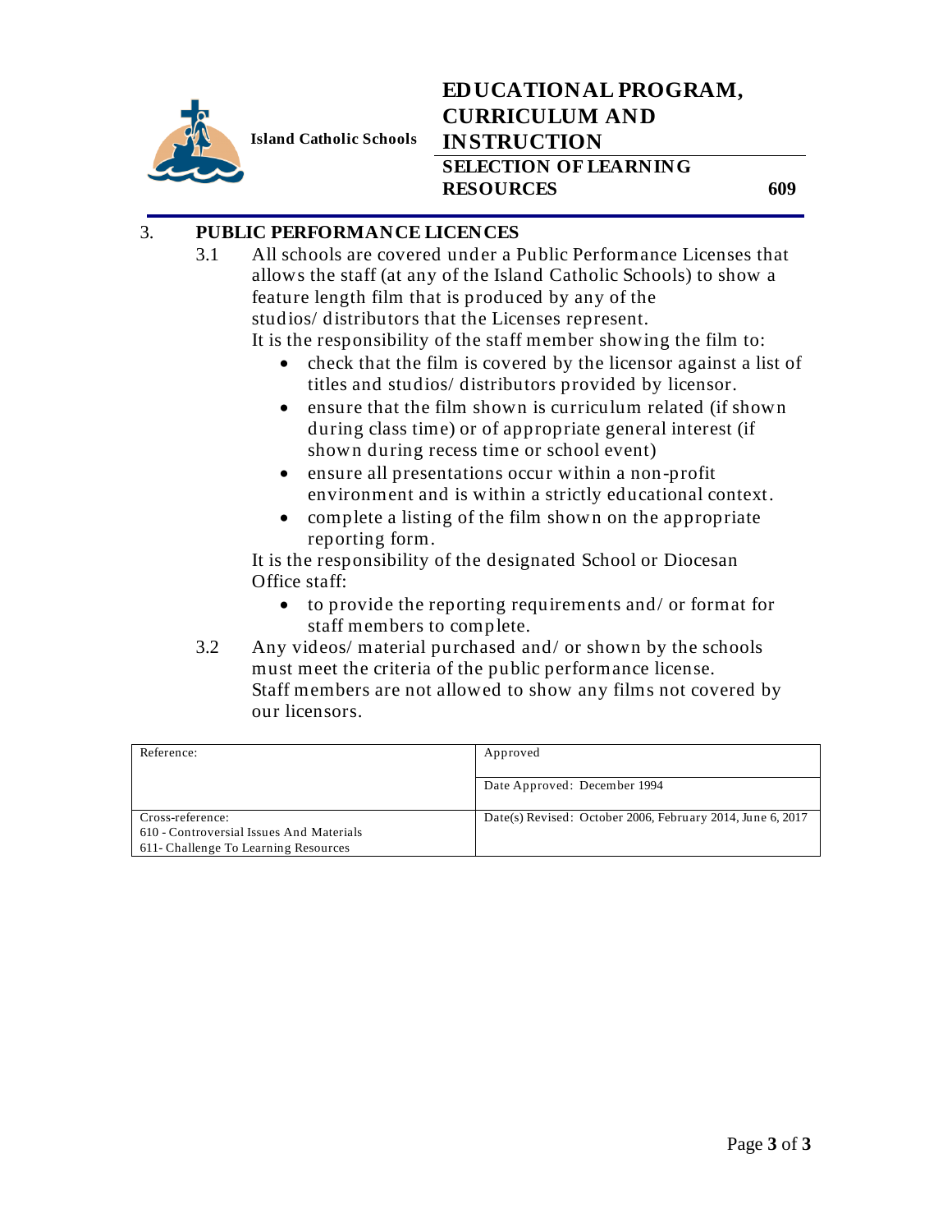## 3. PUBLIC PERFORMANCE LICENCES

3.1 All schools are covered under a Public Performance Licenses that allows the staff (at any of the Island Catholic Schools) to show a feature length film that is produced by any of the studios/ distributors that the Licenses represent.

It is the responsibility of the staff member showing the film to:

- check that the film is covered by the licensor against a list of titles and studios/ distributors provided by licensor.
- ensure that the film shown is curriculum related (if shown during class time) or of appropriate general interest (if shown during recess time or school event)
- ensure all presentations occur within a non-profit environment and is within a strictly educational context.
- complete a listing of the film shown on the appropriate reporting form.

It is the responsibility of the designated School or Diocesan Office staff:

- to provide the reporting requirements and/ or format for staff members to complete.

3.2 Any videos/ material purchased and/ or shown by the schools must meet the criteria of the public performance license. Staff members are not allowed to show any films not covered by our licensors.

| | |
|---|---|
| Reference: | Approved<br><br>Date Approved: December 1994 |
| Cross-reference:<br>610 - Controversial Issues And Materials<br>611- Challenge To Learning Resources | Date(s) Revised: October 2006, February 2014, June 6, 2017 |